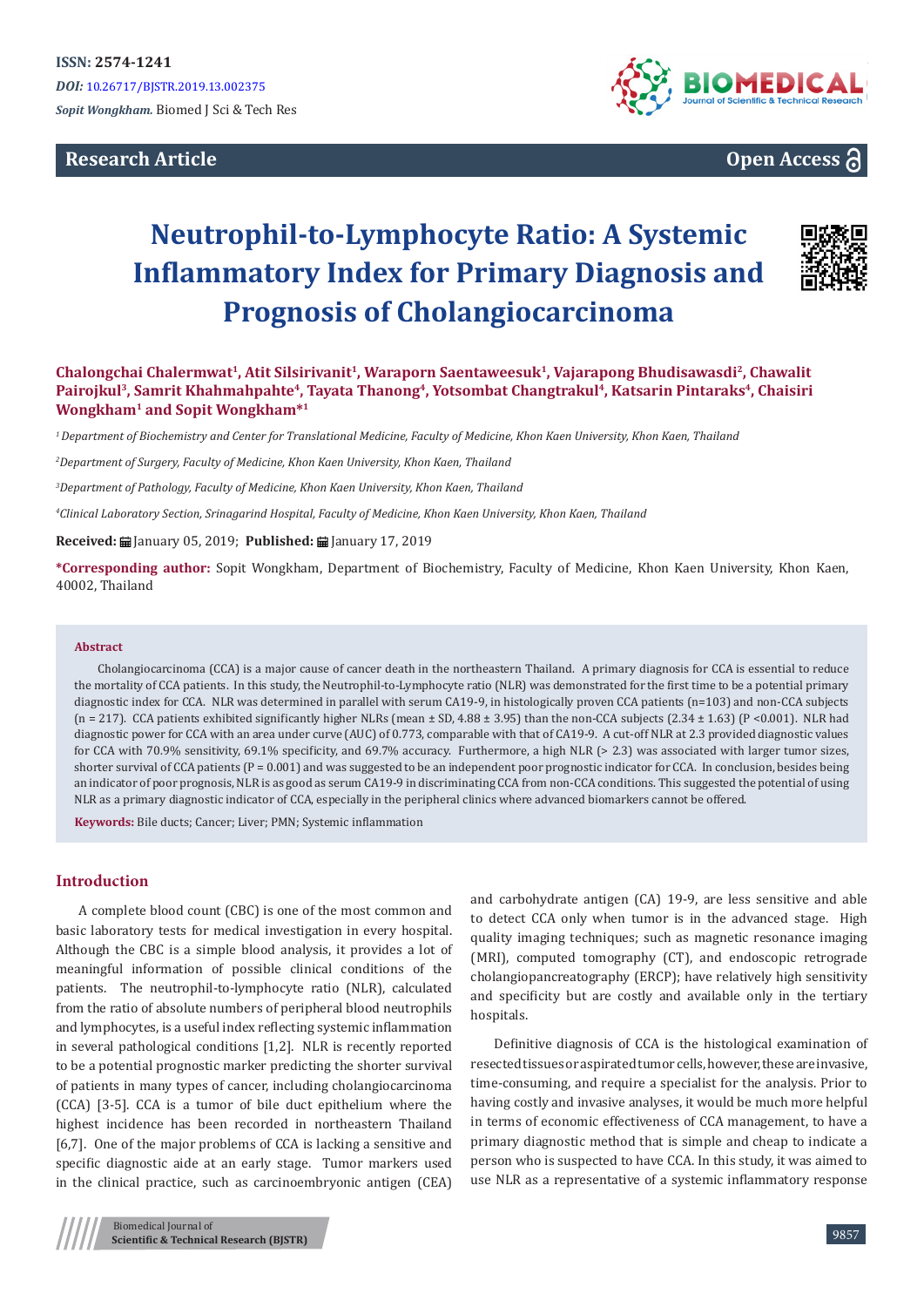ISSN: 2574-1241

*DOI:* 10.26717/BJSTR.2019.13.002375

*Sopit Wongkham.* Biomed J Sci & Tech Res

**Research Article**

**Open Access**

# Neutrophil-to-Lymphocyte Ratio: A Systemic Inflammatory Index for Primary Diagnosis and Prognosis of Cholangiocarcinoma

**Chalongchai Chalermwat[1], Atit Silsirivanit[1], Waraporn Saentaweesuk[1], Vajarapong Bhudisawasdi[2], Chawalit Pairojkul[3], Samrit Khahmahpahte[4], Tayata Thanong[4], Yotsombat Changtrakul[4], Katsarin Pintaraks[4], Chaisiri Wongkham[1] and Sopit Wongkham*[1]**

*[1] Department of Biochemistry and Center for Translational Medicine, Faculty of Medicine, Khon Kaen University, Khon Kaen, Thailand*

*[2] Department of Surgery, Faculty of Medicine, Khon Kaen University, Khon Kaen, Thailand*

*[3] Department of Pathology, Faculty of Medicine, Khon Kaen University, Khon Kaen, Thailand*

*[4] Clinical Laboratory Section, Srinagarind Hospital, Faculty of Medicine, Khon Kaen University, Khon Kaen, Thailand*

**Received:** January 05, 2019; **Published:** January 17, 2019

**\*Corresponding author:** Sopit Wongkham, Department of Biochemistry, Faculty of Medicine, Khon Kaen University, Khon Kaen, 40002, Thailand

## Abstract

Cholangiocarcinoma (CCA) is a major cause of cancer death in the northeastern Thailand. A primary diagnosis for CCA is essential to reduce the mortality of CCA patients. In this study, the Neutrophil-to-Lymphocyte ratio (NLR) was demonstrated for the first time to be a potential primary diagnostic index for CCA. NLR was determined in parallel with serum CA19-9, in histologically proven CCA patients (n=103) and non-CCA subjects (n = 217). CCA patients exhibited significantly higher NLRs (mean ± SD, 4.88 ± 3.95) than the non-CCA subjects (2.34 ± 1.63) (P <0.001). NLR had diagnostic power for CCA with an area under curve (AUC) of 0.773, comparable with that of CA19-9. A cut-off NLR at 2.3 provided diagnostic values for CCA with 70.9% sensitivity, 69.1% specificity, and 69.7% accuracy. Furthermore, a high NLR (> 2.3) was associated with larger tumor sizes, shorter survival of CCA patients (P = 0.001) and was suggested to be an independent poor prognostic indicator for CCA. In conclusion, besides being an indicator of poor prognosis, NLR is as good as serum CA19-9 in discriminating CCA from non-CCA conditions. This suggested the potential of using NLR as a primary diagnostic indicator of CCA, especially in the peripheral clinics where advanced biomarkers cannot be offered.

**Keywords:** Bile ducts; Cancer; Liver; PMN; Systemic inflammation

## Introduction

A complete blood count (CBC) is one of the most common and basic laboratory tests for medical investigation in every hospital. Although the CBC is a simple blood analysis, it provides a lot of meaningful information of possible clinical conditions of the patients. The neutrophil-to-lymphocyte ratio (NLR), calculated from the ratio of absolute numbers of peripheral blood neutrophils and lymphocytes, is a useful index reflecting systemic inflammation in several pathological conditions [1,2]. NLR is recently reported to be a potential prognostic marker predicting the shorter survival of patients in many types of cancer, including cholangiocarcinoma (CCA) [3-5]. CCA is a tumor of bile duct epithelium where the highest incidence has been recorded in northeastern Thailand [6,7]. One of the major problems of CCA is lacking a sensitive and specific diagnostic aide at an early stage. Tumor markers used in the clinical practice, such as carcinoembryonic antigen (CEA) and carbohydrate antigen (CA) 19-9, are less sensitive and able to detect CCA only when tumor is in the advanced stage. High quality imaging techniques; such as magnetic resonance imaging (MRI), computed tomography (CT), and endoscopic retrograde cholangiopancreatography (ERCP); have relatively high sensitivity and specificity but are costly and available only in the tertiary hospitals.

Definitive diagnosis of CCA is the histological examination of resected tissues or aspirated tumor cells, however, these are invasive, time-consuming, and require a specialist for the analysis. Prior to having costly and invasive analyses, it would be much more helpful in terms of economic effectiveness of CCA management, to have a primary diagnostic method that is simple and cheap to indicate a person who is suspected to have CCA. In this study, it was aimed to use NLR as a representative of a systemic inflammatory response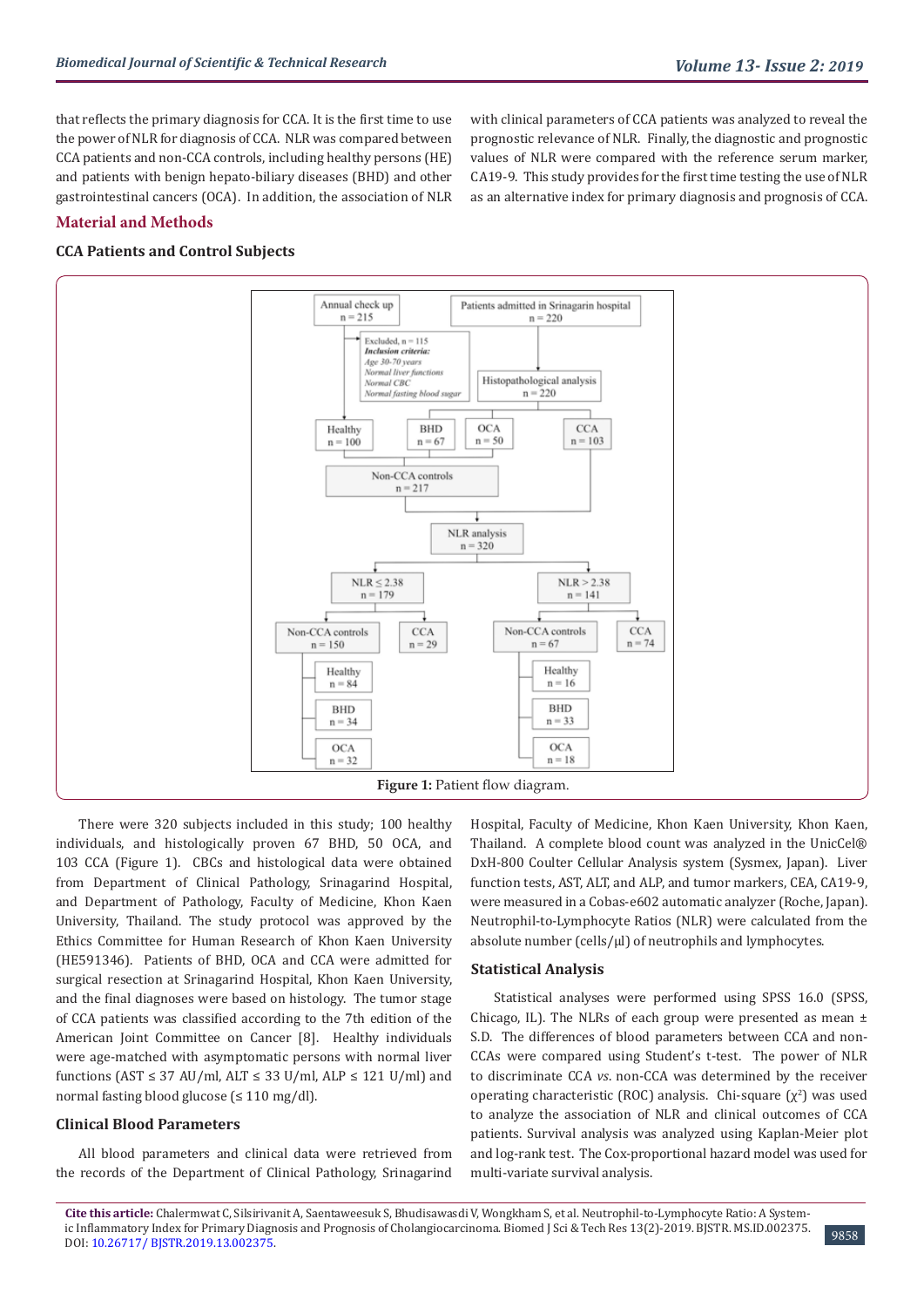that reflects the primary diagnosis for CCA. It is the first time to use the power of NLR for diagnosis of CCA. NLR was compared between CCA patients and non-CCA controls, including healthy persons (HE) and patients with benign hepato-biliary diseases (BHD) and other gastrointestinal cancers (OCA). In addition, the association of NLR with clinical parameters of CCA patients was analyzed to reveal the prognostic relevance of NLR. Finally, the diagnostic and prognostic values of NLR were compared with the reference serum marker, CA19-9. This study provides for the first time testing the use of NLR as an alternative index for primary diagnosis and prognosis of CCA.

## Material and Methods

### CCA Patients and Control Subjects

Figure 1: Patient flow diagram.

There were 320 subjects included in this study; 100 healthy individuals, and histologically proven 67 BHD, 50 OCA, and 103 CCA (Figure 1). CBCs and histological data were obtained from Department of Clinical Pathology, Srinagarind Hospital, and Department of Pathology, Faculty of Medicine, Khon Kaen University, Thailand. The study protocol was approved by the Ethics Committee for Human Research of Khon Kaen University (HE591346). Patients of BHD, OCA and CCA were admitted for surgical resection at Srinagarind Hospital, Khon Kaen University, and the final diagnoses were based on histology. The tumor stage of CCA patients was classified according to the 7th edition of the American Joint Committee on Cancer [8]. Healthy individuals were age-matched with asymptomatic persons with normal liver functions (AST ≤ 37 AU/ml, ALT ≤ 33 U/ml, ALP ≤ 121 U/ml) and normal fasting blood glucose (≤ 110 mg/dl).

### Clinical Blood Parameters

All blood parameters and clinical data were retrieved from the records of the Department of Clinical Pathology, Srinagarind Hospital, Faculty of Medicine, Khon Kaen University, Khon Kaen, Thailand. A complete blood count was analyzed in the UnicCel® DxH-800 Coulter Cellular Analysis system (Sysmex, Japan). Liver function tests, AST, ALT, and ALP, and tumor markers, CEA, CA19-9, were measured in a Cobas-e602 automatic analyzer (Roche, Japan). Neutrophil-to-Lymphocyte Ratios (NLR) were calculated from the absolute number (cells/μl) of neutrophils and lymphocytes.

### Statistical Analysis

Statistical analyses were performed using SPSS 16.0 (SPSS, Chicago, IL). The NLRs of each group were presented as mean ± S.D. The differences of blood parameters between CCA and non-CCAs were compared using Student's t-test. The power of NLR to discriminate CCA *vs.* non-CCA was determined by the receiver operating characteristic (ROC) analysis. Chi-square ($\chi^2$) was used to analyze the association of NLR and clinical outcomes of CCA patients. Survival analysis was analyzed using Kaplan-Meier plot and log-rank test. The Cox-proportional hazard model was used for multi-variate survival analysis.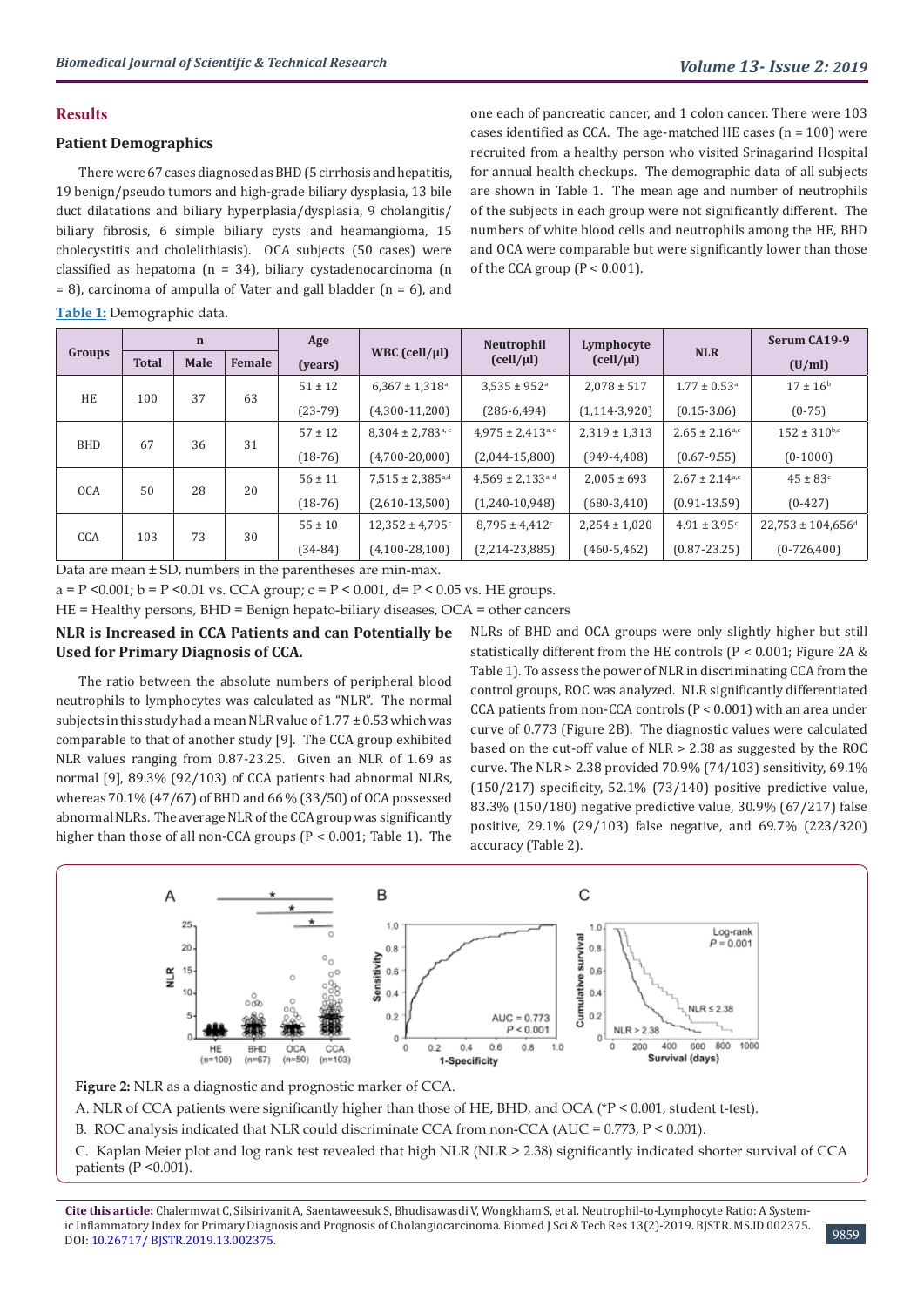## Results

### Patient Demographics

There were 67 cases diagnosed as BHD (5 cirrhosis and hepatitis, 19 benign/pseudo tumors and high-grade biliary dysplasia, 13 bile duct dilatations and biliary hyperplasia/dysplasia, 9 cholangitis/biliary fibrosis, 6 simple biliary cysts and heamangioma, 15 cholecystitis and cholelithiasis). OCA subjects (50 cases) were classified as hepatoma (n = 34), biliary cystadenocarcinoma (n = 8), carcinoma of ampulla of Vater and gall bladder (n = 6), and one each of pancreatic cancer, and 1 colon cancer. There were 103 cases identified as CCA. The age-matched HE cases (n = 100) were recruited from a healthy person who visited Srinagarind Hospital for annual health checkups. The demographic data of all subjects are shown in Table 1. The mean age and number of neutrophils of the subjects in each group were not significantly different. The numbers of white blood cells and neutrophils among the HE, BHD and OCA were comparable but were significantly lower than those of the CCA group (P < 0.001).

**Table 1:** Demographic data.

| Groups | n | | | Age (years) | WBC (cell/μl) | Neutrophil (cell/μl) | Lymphocyte (cell/μl) | NLR | Serum CA19-9 (U/ml) |
|---|---|---|---|---|---|---|---|---|---|
| | Total | Male | Female | | | | | | |
| HE | 100 | 37 | 63 | 51 ± 12 | 6,367 ± 1,318[a] | 3,535 ± 952[a] | 2,078 ± 517 | 1.77 ± 0.53[a] | 17 ± 16[b] |
| | | | | (23-79) | (4,300-11,200) | (286-6,494) | (1,114-3,920) | (0.15-3.06) | (0-75) |
| BHD | 67 | 36 | 31 | 57 ± 12 | 8,304 ± 2,783[a, c] | 4,975 ± 2,413[a, c] | 2,319 ± 1,313 | 2.65 ± 2.16[a,c] | 152 ± 310[b,c] |
| | | | | (18-76) | (4,700-20,000) | (2,044-15,800) | (949-4,408) | (0.67-9.55) | (0-1000) |
| OCA | 50 | 28 | 20 | 56 ± 11 | 7,515 ± 2,385[a,d] | 4,569 ± 2,133[a, d] | 2,005 ± 693 | 2.67 ± 2.14[a,c] | 45 ± 83[c] |
| | | | | (18-76) | (2,610-13,500) | (1,240-10,948) | (680-3,410) | (0.91-13.59) | (0-427) |
| CCA | 103 | 73 | 30 | 55 ± 10 | 12,352 ± 4,795[c] | 8,795 ± 4,412[c] | 2,254 ± 1,020 | 4.91 ± 3.95[c] | 22,753 ± 104,656[d] |
| | | | | (34-84) | (4,100-28,100) | (2,214-23,885) | (460-5,462) | (0.87-23.25) | (0-726,400) |

Data are mean ± SD, numbers in the parentheses are min-max.

a = P <0.001; b = P <0.01 vs. CCA group; c = P < 0.001, d= P < 0.05 vs. HE groups.

HE = Healthy persons, BHD = Benign hepato-biliary diseases, OCA = other cancers

### NLR is Increased in CCA Patients and can Potentially be Used for Primary Diagnosis of CCA.

The ratio between the absolute numbers of peripheral blood neutrophils to lymphocytes was calculated as "NLR". The normal subjects in this study had a mean NLR value of 1.77 ± 0.53 which was comparable to that of another study [9]. The CCA group exhibited NLR values ranging from 0.87-23.25. Given an NLR of 1.69 as normal [9], 89.3% (92/103) of CCA patients had abnormal NLRs, whereas 70.1% (47/67) of BHD and 66 % (33/50) of OCA possessed abnormal NLRs. The average NLR of the CCA group was significantly higher than those of all non-CCA groups (P < 0.001; Table 1). The NLRs of BHD and OCA groups were only slightly higher but still statistically different from the HE controls (P < 0.001; Figure 2A & Table 1). To assess the power of NLR in discriminating CCA from the control groups, ROC was analyzed. NLR significantly differentiated CCA patients from non-CCA controls (P < 0.001) with an area under curve of 0.773 (Figure 2B). The diagnostic values were calculated based on the cut-off value of NLR > 2.38 as suggested by the ROC curve. The NLR > 2.38 provided 70.9% (74/103) sensitivity, 69.1% (150/217) specificity, 52.1% (73/140) positive predictive value, 83.3% (150/180) negative predictive value, 30.9% (67/217) false positive, 29.1% (29/103) false negative, and 69.7% (223/320) accuracy (Table 2).

**Figure 2:** NLR as a diagnostic and prognostic marker of CCA.

A. NLR of CCA patients were significantly higher than those of HE, BHD, and OCA (*P < 0.001, student t-test).

B. ROC analysis indicated that NLR could discriminate CCA from non-CCA (AUC = 0.773, P < 0.001).

C. Kaplan Meier plot and log rank test revealed that high NLR (NLR > 2.38) significantly indicated shorter survival of CCA patients (P <0.001).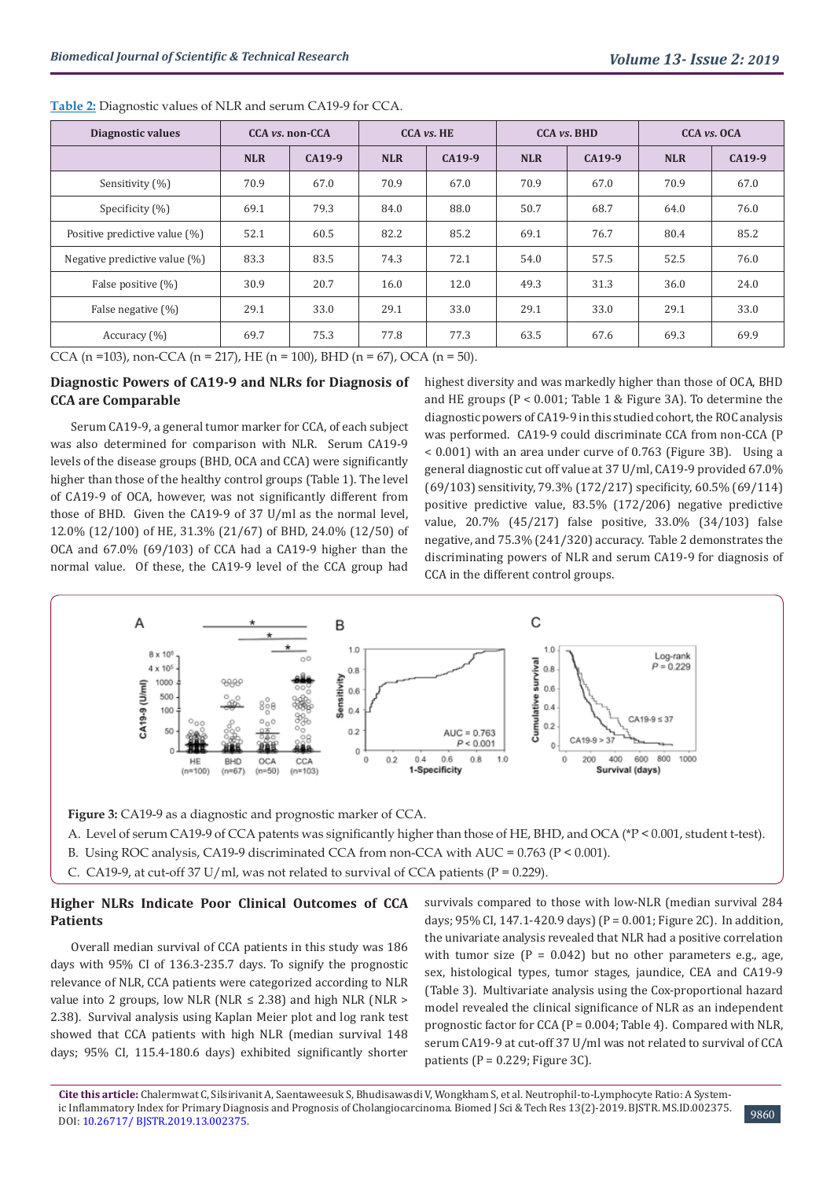**Table 2:** Diagnostic values of NLR and serum CA19-9 for CCA.

| Diagnostic values | CCA *vs.* non-CCA | | CCA *vs.* HE | | CCA *vs.* BHD | | CCA *vs.* OCA | |
|---|---|---|---|---|---|---|---|---|
| | NLR | CA19-9 | NLR | CA19-9 | NLR | CA19-9 | NLR | CA19-9 |
| Sensitivity (%) | 70.9 | 67.0 | 70.9 | 67.0 | 70.9 | 67.0 | 70.9 | 67.0 |
| Specificity (%) | 69.1 | 79.3 | 84.0 | 88.0 | 50.7 | 68.7 | 64.0 | 76.0 |
| Positive predictive value (%) | 52.1 | 60.5 | 82.2 | 85.2 | 69.1 | 76.7 | 80.4 | 85.2 |
| Negative predictive value (%) | 83.3 | 83.5 | 74.3 | 72.1 | 54.0 | 57.5 | 52.5 | 76.0 |
| False positive (%) | 30.9 | 20.7 | 16.0 | 12.0 | 49.3 | 31.3 | 36.0 | 24.0 |
| False negative (%) | 29.1 | 33.0 | 29.1 | 33.0 | 29.1 | 33.0 | 29.1 | 33.0 |
| Accuracy (%) | 69.7 | 75.3 | 77.8 | 77.3 | 63.5 | 67.6 | 69.3 | 69.9 |

CCA (n =103), non-CCA (n = 217), HE (n = 100), BHD (n = 67), OCA (n = 50).

### Diagnostic Powers of CA19-9 and NLRs for Diagnosis of CCA are Comparable

Serum CA19-9, a general tumor marker for CCA, of each subject was also determined for comparison with NLR. Serum CA19-9 levels of the disease groups (BHD, OCA and CCA) were significantly higher than those of the healthy control groups (Table 1). The level of CA19-9 of OCA, however, was not significantly different from those of BHD. Given the CA19-9 of 37 U/ml as the normal level, 12.0% (12/100) of HE, 31.3% (21/67) of BHD, 24.0% (12/50) of OCA and 67.0% (69/103) of CCA had a CA19-9 higher than the normal value. Of these, the CA19-9 level of the CCA group had highest diversity and was markedly higher than those of OCA, BHD and HE groups (P < 0.001; Table 1 & Figure 3A). To determine the diagnostic powers of CA19-9 in this studied cohort, the ROC analysis was performed. CA19-9 could discriminate CCA from non-CCA (P < 0.001) with an area under curve of 0.763 (Figure 3B). Using a general diagnostic cut off value at 37 U/ml, CA19-9 provided 67.0% (69/103) sensitivity, 79.3% (172/217) specificity, 60.5% (69/114) positive predictive value, 83.5% (172/206) negative predictive value, 20.7% (45/217) false positive, 33.0% (34/103) false negative, and 75.3% (241/320) accuracy. Table 2 demonstrates the discriminating powers of NLR and serum CA19-9 for diagnosis of CCA in the different control groups.

**Figure 3:** CA19-9 as a diagnostic and prognostic marker of CCA.

A. Level of serum CA19-9 of CCA patents was significantly higher than those of HE, BHD, and OCA (*P < 0.001, student t-test).

B. Using ROC analysis, CA19-9 discriminated CCA from non-CCA with AUC = 0.763 (P < 0.001).

C. CA19-9, at cut-off 37 U/ml, was not related to survival of CCA patients (P = 0.229).

### Higher NLRs Indicate Poor Clinical Outcomes of CCA Patients

Overall median survival of CCA patients in this study was 186 days with 95% CI of 136.3-235.7 days. To signify the prognostic relevance of NLR, CCA patients were categorized according to NLR value into 2 groups, low NLR (NLR ≤ 2.38) and high NLR (NLR > 2.38). Survival analysis using Kaplan Meier plot and log rank test showed that CCA patients with high NLR (median survival 148 days; 95% CI, 115.4-180.6 days) exhibited significantly shorter survivals compared to those with low-NLR (median survival 284 days; 95% CI, 147.1-420.9 days) (P = 0.001; Figure 2C). In addition, the univariate analysis revealed that NLR had a positive correlation with tumor size (P = 0.042) but no other parameters e.g., age, sex, histological types, tumor stages, jaundice, CEA and CA19-9 (Table 3). Multivariate analysis using the Cox-proportional hazard model revealed the clinical significance of NLR as an independent prognostic factor for CCA (P = 0.004; Table 4). Compared with NLR, serum CA19-9 at cut-off 37 U/ml was not related to survival of CCA patients (P = 0.229; Figure 3C).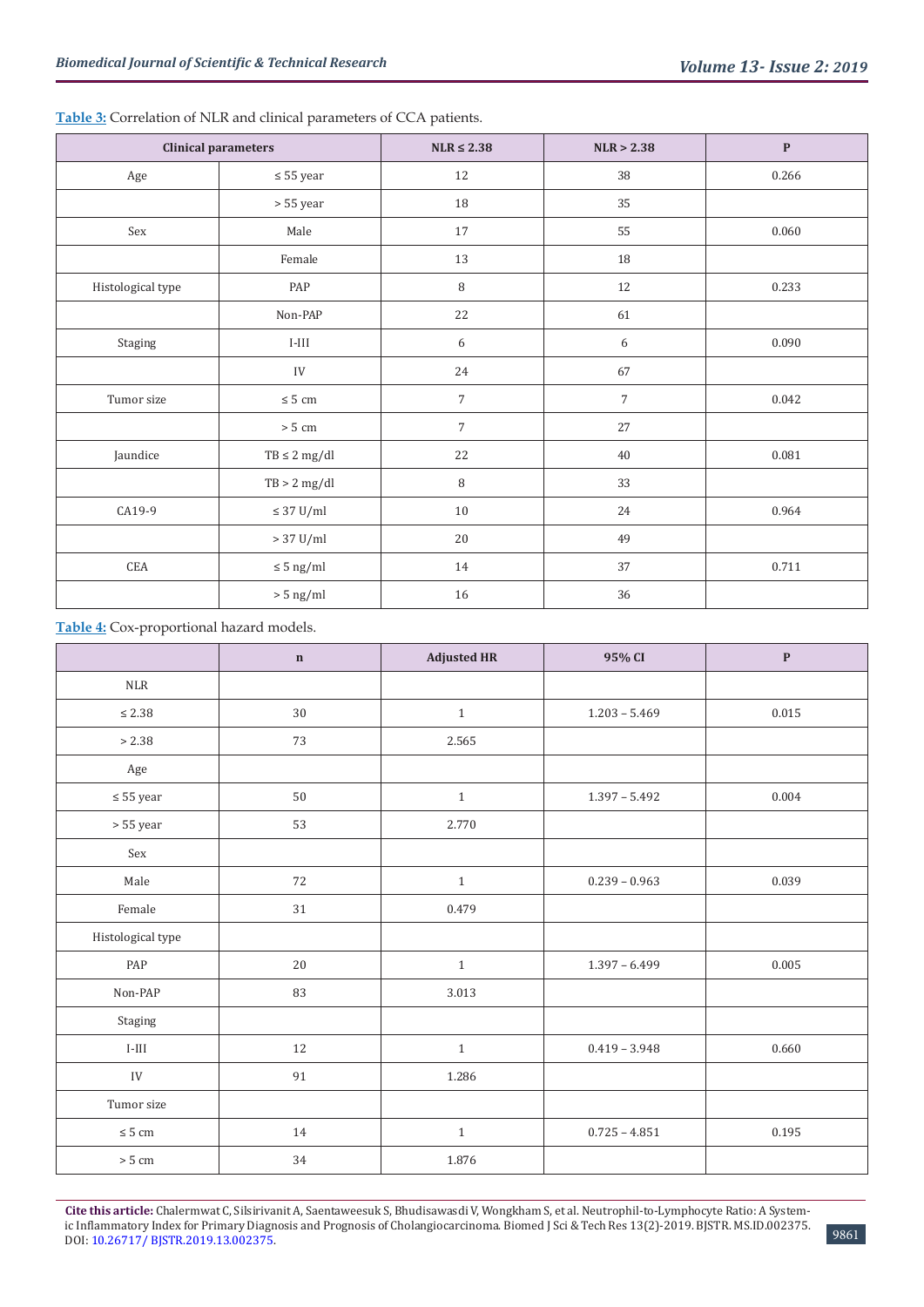**Table 3:** Correlation of NLR and clinical parameters of CCA patients.

| Clinical parameters | | NLR ≤ 2.38 | NLR > 2.38 | P |
|---|---|---|---|---|
| Age | ≤ 55 year | 12 | 38 | 0.266 |
| | > 55 year | 18 | 35 | |
| Sex | Male | 17 | 55 | 0.060 |
| | Female | 13 | 18 | |
| Histological type | PAP | 8 | 12 | 0.233 |
| | Non-PAP | 22 | 61 | |
| Staging | I-III | 6 | 6 | 0.090 |
| | IV | 24 | 67 | |
| Tumor size | ≤ 5 cm | 7 | 7 | 0.042 |
| | > 5 cm | 7 | 27 | |
| Jaundice | TB ≤ 2 mg/dl | 22 | 40 | 0.081 |
| | TB > 2 mg/dl | 8 | 33 | |
| CA19-9 | ≤ 37 U/ml | 10 | 24 | 0.964 |
| | > 37 U/ml | 20 | 49 | |
| CEA | ≤ 5 ng/ml | 14 | 37 | 0.711 |
| | > 5 ng/ml | 16 | 36 | |

**Table 4:** Cox-proportional hazard models.

| | n | Adjusted HR | 95% CI | P |
|---|---|---|---|---|
| NLR | | | | |
| ≤ 2.38 | 30 | 1 | 1.203 – 5.469 | 0.015 |
| > 2.38 | 73 | 2.565 | | |
| Age | | | | |
| ≤ 55 year | 50 | 1 | 1.397 – 5.492 | 0.004 |
| > 55 year | 53 | 2.770 | | |
| Sex | | | | |
| Male | 72 | 1 | 0.239 – 0.963 | 0.039 |
| Female | 31 | 0.479 | | |
| Histological type | | | | |
| PAP | 20 | 1 | 1.397 – 6.499 | 0.005 |
| Non-PAP | 83 | 3.013 | | |
| Staging | | | | |
| I-III | 12 | 1 | 0.419 – 3.948 | 0.660 |
| IV | 91 | 1.286 | | |
| Tumor size | | | | |
| ≤ 5 cm | 14 | 1 | 0.725 – 4.851 | 0.195 |
| > 5 cm | 34 | 1.876 | | |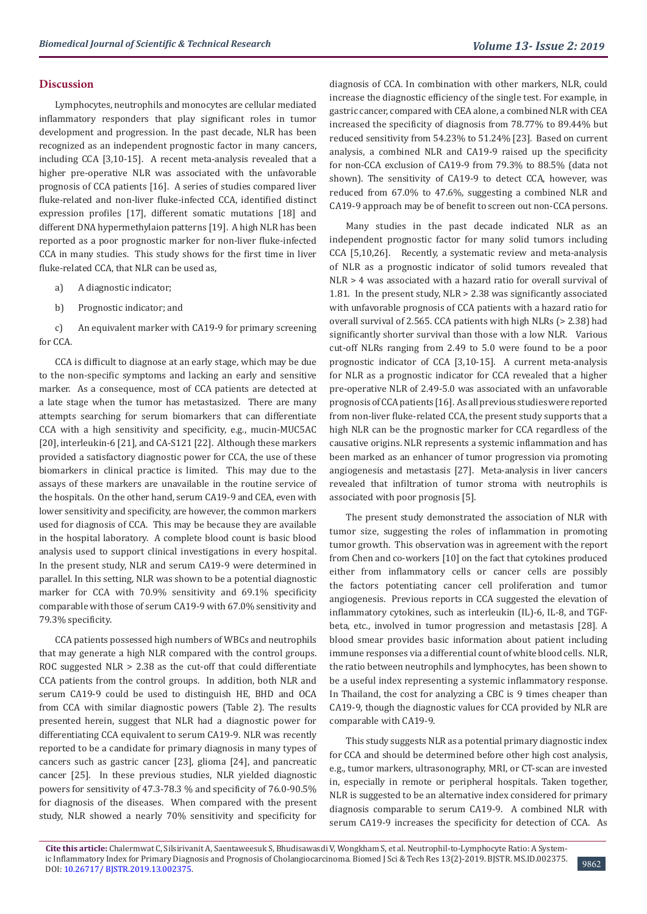## Discussion

Lymphocytes, neutrophils and monocytes are cellular mediated inflammatory responders that play significant roles in tumor development and progression. In the past decade, NLR has been recognized as an independent prognostic factor in many cancers, including CCA [3,10-15]. A recent meta-analysis revealed that a higher pre-operative NLR was associated with the unfavorable prognosis of CCA patients [16]. A series of studies compared liver fluke-related and non-liver fluke-infected CCA, identified distinct expression profiles [17], different somatic mutations [18] and different DNA hypermethylaion patterns [19]. A high NLR has been reported as a poor prognostic marker for non-liver fluke-infected CCA in many studies. This study shows for the first time in liver fluke-related CCA, that NLR can be used as,

a) A diagnostic indicator;

b) Prognostic indicator; and

c) An equivalent marker with CA19-9 for primary screening for CCA.

CCA is difficult to diagnose at an early stage, which may be due to the non-specific symptoms and lacking an early and sensitive marker. As a consequence, most of CCA patients are detected at a late stage when the tumor has metastasized. There are many attempts searching for serum biomarkers that can differentiate CCA with a high sensitivity and specificity, e.g., mucin-MUC5AC [20], interleukin-6 [21], and CA-S121 [22]. Although these markers provided a satisfactory diagnostic power for CCA, the use of these biomarkers in clinical practice is limited. This may due to the assays of these markers are unavailable in the routine service of the hospitals. On the other hand, serum CA19-9 and CEA, even with lower sensitivity and specificity, are however, the common markers used for diagnosis of CCA. This may be because they are available in the hospital laboratory. A complete blood count is basic blood analysis used to support clinical investigations in every hospital. In the present study, NLR and serum CA19-9 were determined in parallel. In this setting, NLR was shown to be a potential diagnostic marker for CCA with 70.9% sensitivity and 69.1% specificity comparable with those of serum CA19-9 with 67.0% sensitivity and 79.3% specificity.

CCA patients possessed high numbers of WBCs and neutrophils that may generate a high NLR compared with the control groups. ROC suggested NLR > 2.38 as the cut-off that could differentiate CCA patients from the control groups. In addition, both NLR and serum CA19-9 could be used to distinguish HE, BHD and OCA from CCA with similar diagnostic powers (Table 2). The results presented herein, suggest that NLR had a diagnostic power for differentiating CCA equivalent to serum CA19-9. NLR was recently reported to be a candidate for primary diagnosis in many types of cancers such as gastric cancer [23], glioma [24], and pancreatic cancer [25]. In these previous studies, NLR yielded diagnostic powers for sensitivity of 47.3-78.3 % and specificity of 76.0-90.5% for diagnosis of the diseases. When compared with the present study, NLR showed a nearly 70% sensitivity and specificity for diagnosis of CCA. In combination with other markers, NLR, could increase the diagnostic efficiency of the single test. For example, in gastric cancer, compared with CEA alone, a combined NLR with CEA increased the specificity of diagnosis from 78.77% to 89.44% but reduced sensitivity from 54.23% to 51.24% [23]. Based on current analysis, a combined NLR and CA19-9 raised up the specificity for non-CCA exclusion of CA19-9 from 79.3% to 88.5% (data not shown). The sensitivity of CA19-9 to detect CCA, however, was reduced from 67.0% to 47.6%, suggesting a combined NLR and CA19-9 approach may be of benefit to screen out non-CCA persons.

Many studies in the past decade indicated NLR as an independent prognostic factor for many solid tumors including CCA [5,10,26]. Recently, a systematic review and meta-analysis of NLR as a prognostic indicator of solid tumors revealed that NLR > 4 was associated with a hazard ratio for overall survival of 1.81. In the present study, NLR > 2.38 was significantly associated with unfavorable prognosis of CCA patients with a hazard ratio for overall survival of 2.565. CCA patients with high NLRs (> 2.38) had significantly shorter survival than those with a low NLR. Various cut-off NLRs ranging from 2.49 to 5.0 were found to be a poor prognostic indicator of CCA [3,10-15]. A current meta-analysis for NLR as a prognostic indicator for CCA revealed that a higher pre-operative NLR of 2.49-5.0 was associated with an unfavorable prognosis of CCA patients [16]. As all previous studies were reported from non-liver fluke-related CCA, the present study supports that a high NLR can be the prognostic marker for CCA regardless of the causative origins. NLR represents a systemic inflammation and has been marked as an enhancer of tumor progression via promoting angiogenesis and metastasis [27]. Meta-analysis in liver cancers revealed that infiltration of tumor stroma with neutrophils is associated with poor prognosis [5].

The present study demonstrated the association of NLR with tumor size, suggesting the roles of inflammation in promoting tumor growth. This observation was in agreement with the report from Chen and co-workers [10] on the fact that cytokines produced either from inflammatory cells or cancer cells are possibly the factors potentiating cancer cell proliferation and tumor angiogenesis. Previous reports in CCA suggested the elevation of inflammatory cytokines, such as interleukin (IL)-6, IL-8, and TGF-beta, etc., involved in tumor progression and metastasis [28]. A blood smear provides basic information about patient including immune responses via a differential count of white blood cells. NLR, the ratio between neutrophils and lymphocytes, has been shown to be a useful index representing a systemic inflammatory response. In Thailand, the cost for analyzing a CBC is 9 times cheaper than CA19-9, though the diagnostic values for CCA provided by NLR are comparable with CA19-9.

This study suggests NLR as a potential primary diagnostic index for CCA and should be determined before other high cost analysis, e.g., tumor markers, ultrasonography, MRI, or CT-scan are invested in, especially in remote or peripheral hospitals. Taken together, NLR is suggested to be an alternative index considered for primary diagnosis comparable to serum CA19-9. A combined NLR with serum CA19-9 increases the specificity for detection of CCA. As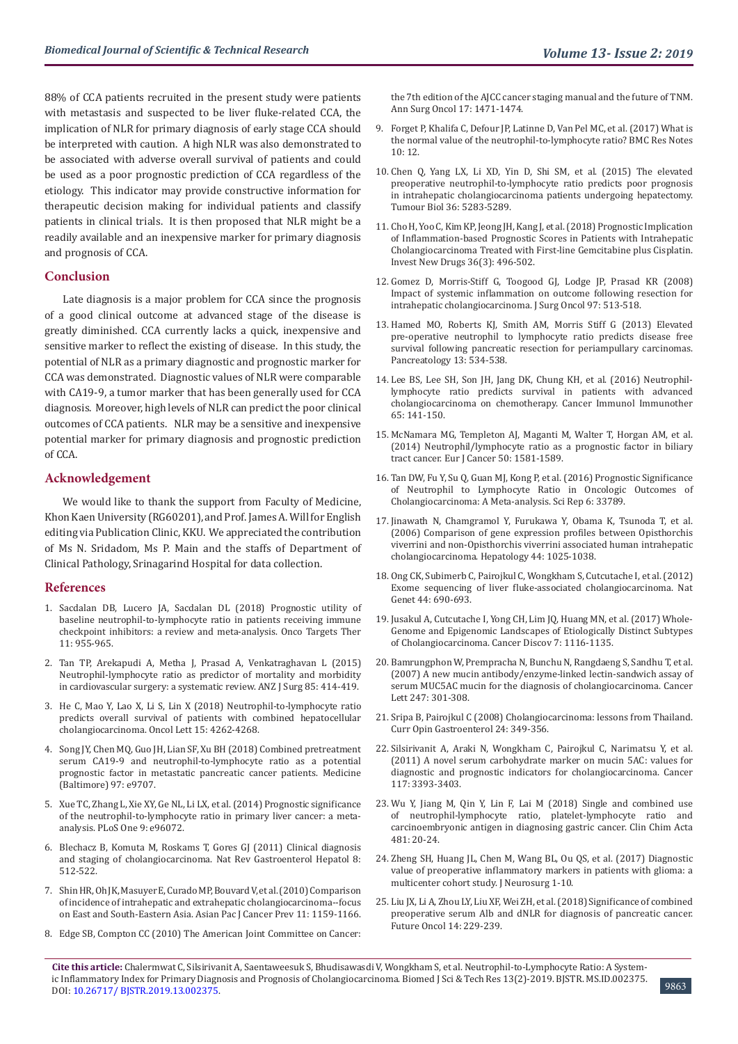88% of CCA patients recruited in the present study were patients with metastasis and suspected to be liver fluke-related CCA, the implication of NLR for primary diagnosis of early stage CCA should be interpreted with caution. A high NLR was also demonstrated to be associated with adverse overall survival of patients and could be used as a poor prognostic prediction of CCA regardless of the etiology. This indicator may provide constructive information for therapeutic decision making for individual patients and classify patients in clinical trials. It is then proposed that NLR might be a readily available and an inexpensive marker for primary diagnosis and prognosis of CCA.

## Conclusion

Late diagnosis is a major problem for CCA since the prognosis of a good clinical outcome at advanced stage of the disease is greatly diminished. CCA currently lacks a quick, inexpensive and sensitive marker to reflect the existing of disease. In this study, the potential of NLR as a primary diagnostic and prognostic marker for CCA was demonstrated. Diagnostic values of NLR were comparable with CA19-9, a tumor marker that has been generally used for CCA diagnosis. Moreover, high levels of NLR can predict the poor clinical outcomes of CCA patients. NLR may be a sensitive and inexpensive potential marker for primary diagnosis and prognostic prediction of CCA.

## Acknowledgement

We would like to thank the support from Faculty of Medicine, Khon Kaen University (RG60201), and Prof. James A. Will for English editing via Publication Clinic, KKU. We appreciated the contribution of Ms N. Sridadom, Ms P. Main and the staffs of Department of Clinical Pathology, Srinagarind Hospital for data collection.

## References

1. Sacdalan DB, Lucero JA, Sacdalan DL (2018) Prognostic utility of baseline neutrophil-to-lymphocyte ratio in patients receiving immune checkpoint inhibitors: a review and meta-analysis. Onco Targets Ther 11: 955-965.
2. Tan TP, Arekapudi A, Metha J, Prasad A, Venkatraghavan L (2015) Neutrophil-lymphocyte ratio as predictor of mortality and morbidity in cardiovascular surgery: a systematic review. ANZ J Surg 85: 414-419.
3. He C, Mao Y, Lao X, Li S, Lin X (2018) Neutrophil-to-lymphocyte ratio predicts overall survival of patients with combined hepatocellular cholangiocarcinoma. Oncol Lett 15: 4262-4268.
4. Song JY, Chen MQ, Guo JH, Lian SF, Xu BH (2018) Combined pretreatment serum CA19-9 and neutrophil-to-lymphocyte ratio as a potential prognostic factor in metastatic pancreatic cancer patients. Medicine (Baltimore) 97: e9707.
5. Xue TC, Zhang L, Xie XY, Ge NL, Li LX, et al. (2014) Prognostic significance of the neutrophil-to-lymphocyte ratio in primary liver cancer: a meta-analysis. PLoS One 9: e96072.
6. Blechacz B, Komuta M, Roskams T, Gores GJ (2011) Clinical diagnosis and staging of cholangiocarcinoma. Nat Rev Gastroenterol Hepatol 8: 512-522.
7. Shin HR, Oh JK, Masuyer E, Curado MP, Bouvard V, et al. (2010) Comparison of incidence of intrahepatic and extrahepatic cholangiocarcinoma--focus on East and South-Eastern Asia. Asian Pac J Cancer Prev 11: 1159-1166.
8. Edge SB, Compton CC (2010) The American Joint Committee on Cancer: the 7th edition of the AJCC cancer staging manual and the future of TNM. Ann Surg Oncol 17: 1471-1474.
9. Forget P, Khalifa C, Defour JP, Latinne D, Van Pel MC, et al. (2017) What is the normal value of the neutrophil-to-lymphocyte ratio? BMC Res Notes 10: 12.
10. Chen Q, Yang LX, Li XD, Yin D, Shi SM, et al. (2015) The elevated preoperative neutrophil-to-lymphocyte ratio predicts poor prognosis in intrahepatic cholangiocarcinoma patients undergoing hepatectomy. Tumour Biol 36: 5283-5289.
11. Cho H, Yoo C, Kim KP, Jeong JH, Kang J, et al. (2018) Prognostic Implication of Inflammation-based Prognostic Scores in Patients with Intrahepatic Cholangiocarcinoma Treated with First-line Gemcitabine plus Cisplatin. Invest New Drugs 36(3): 496-502.
12. Gomez D, Morris-Stiff G, Toogood GJ, Lodge JP, Prasad KR (2008) Impact of systemic inflammation on outcome following resection for intrahepatic cholangiocarcinoma. J Surg Oncol 97: 513-518.
13. Hamed MO, Roberts KJ, Smith AM, Morris Stiff G (2013) Elevated pre-operative neutrophil to lymphocyte ratio predicts disease free survival following pancreatic resection for periampullary carcinomas. Pancreatology 13: 534-538.
14. Lee BS, Lee SH, Son JH, Jang DK, Chung KH, et al. (2016) Neutrophil-lymphocyte ratio predicts survival in patients with advanced cholangiocarcinoma on chemotherapy. Cancer Immunol Immunother 65: 141-150.
15. McNamara MG, Templeton AJ, Maganti M, Walter T, Horgan AM, et al. (2014) Neutrophil/lymphocyte ratio as a prognostic factor in biliary tract cancer. Eur J Cancer 50: 1581-1589.
16. Tan DW, Fu Y, Su Q, Guan MJ, Kong P, et al. (2016) Prognostic Significance of Neutrophil to Lymphocyte Ratio in Oncologic Outcomes of Cholangiocarcinoma: A Meta-analysis. Sci Rep 6: 33789.
17. Jinawath N, Chamgramol Y, Furukawa Y, Obama K, Tsunoda T, et al. (2006) Comparison of gene expression profiles between Opisthorchis viverrini and non-Opisthorchis viverrini associated human intrahepatic cholangiocarcinoma. Hepatology 44: 1025-1038.
18. Ong CK, Subimerb C, Pairojkul C, Wongkham S, Cutcutache I, et al. (2012) Exome sequencing of liver fluke-associated cholangiocarcinoma. Nat Genet 44: 690-693.
19. Jusakul A, Cutcutache I, Yong CH, Lim JQ, Huang MN, et al. (2017) Whole-Genome and Epigenomic Landscapes of Etiologically Distinct Subtypes of Cholangiocarcinoma. Cancer Discov 7: 1116-1135.
20. Bamrungphon W, Prempracha N, Bunchu N, Rangdaeng S, Sandhu T, et al. (2007) A new mucin antibody/enzyme-linked lectin-sandwich assay of serum MUC5AC mucin for the diagnosis of cholangiocarcinoma. Cancer Lett 247: 301-308.
21. Sripa B, Pairojkul C (2008) Cholangiocarcinoma: lessons from Thailand. Curr Opin Gastroenterol 24: 349-356.
22. Silsirivanit A, Araki N, Wongkham C, Pairojkul C, Narimatsu Y, et al. (2011) A novel serum carbohydrate marker on mucin 5AC: values for diagnostic and prognostic indicators for cholangiocarcinoma. Cancer 117: 3393-3403.
23. Wu Y, Jiang M, Qin Y, Lin F, Lai M (2018) Single and combined use of neutrophil-lymphocyte ratio, platelet-lymphocyte ratio and carcinoembryonic antigen in diagnosing gastric cancer. Clin Chim Acta 481: 20-24.
24. Zheng SH, Huang JL, Chen M, Wang BL, Ou QS, et al. (2017) Diagnostic value of preoperative inflammatory markers in patients with glioma: a multicenter cohort study. J Neurosurg 1-10.
25. Liu JX, Li A, Zhou LY, Liu XF, Wei ZH, et al. (2018) Significance of combined preoperative serum Alb and dNLR for diagnosis of pancreatic cancer. Future Oncol 14: 229-239.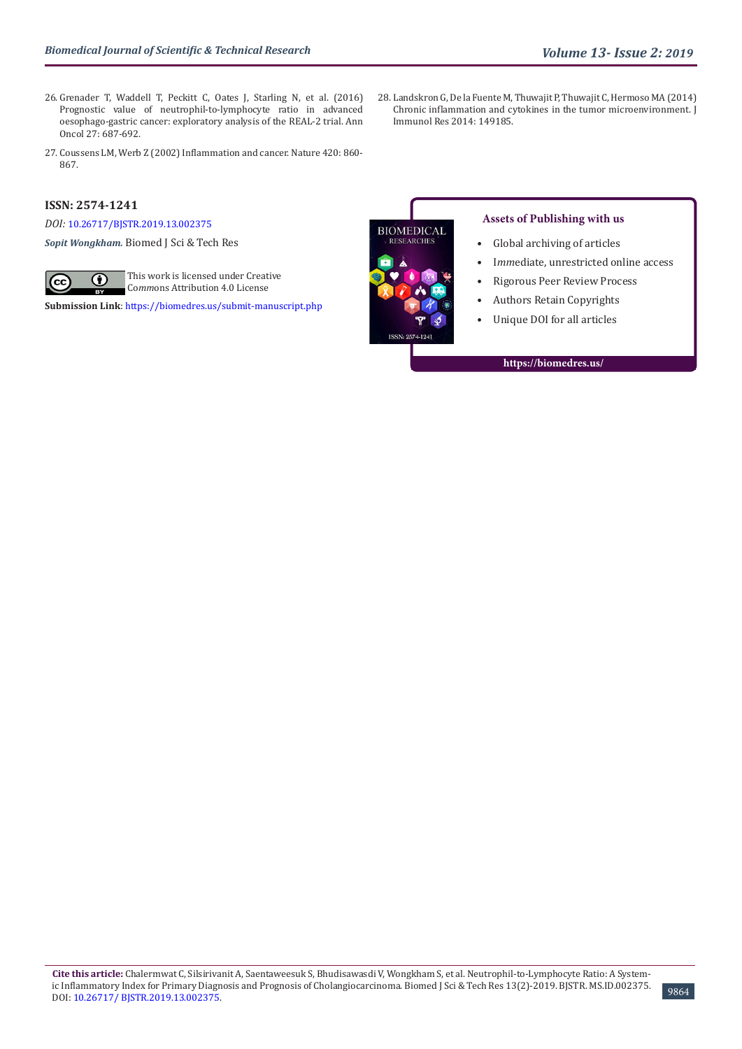26. Grenader T, Waddell T, Peckitt C, Oates J, Starling N, et al. (2016) Prognostic value of neutrophil-to-lymphocyte ratio in advanced oesophago-gastric cancer: exploratory analysis of the REAL-2 trial. Ann Oncol 27: 687-692.
27. Coussens LM, Werb Z (2002) Inflammation and cancer. Nature 420: 860-867.
28. Landskron G, De la Fuente M, Thuwajit P, Thuwajit C, Hermoso MA (2014) Chronic inflammation and cytokines in the tumor microenvironment. J Immunol Res 2014: 149185.

**ISSN: 2574-1241**

*DOI:* 10.26717/BJSTR.2019.13.002375

***Sopit Wongkham.*** Biomed J Sci & Tech Res

This work is licensed under Creative Commons Attribution 4.0 License

**Submission Link**: https://biomedres.us/submit-manuscript.php

**Assets of Publishing with us**

- Global archiving of articles
- Immediate, unrestricted online access
- Rigorous Peer Review Process
- Authors Retain Copyrights
- Unique DOI for all articles

**https://biomedres.us/**

**Cite this article:** Chalermwat C, Silsirivanit A, Saentaweesuk S, Bhudisawasdi V, Wongkham S, et al. Neutrophil-to-Lymphocyte Ratio: A Systemic Inflammatory Index for Primary Diagnosis and Prognosis of Cholangiocarcinoma. Biomed J Sci & Tech Res 13(2)-2019. BJSTR. MS.ID.002375. DOI: 10.26717/ BJSTR.2019.13.002375.